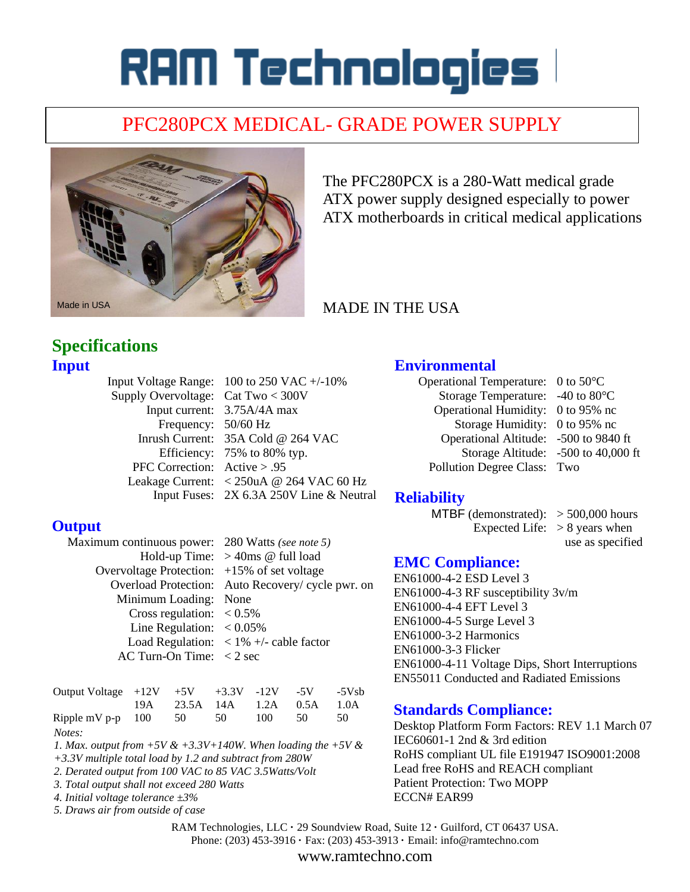# RAM Technologies

## PFC280PCX MEDICAL- GRADE POWER SUPPLY

Made in USA

The PFC280PCX is a 280-Watt medical grade ATX power supply designed especially to power ATX motherboards in critical medical applications

MADE IN THE USA

# Specifications

## Input

| | |
|---|---|
| Input Voltage Range: | 100 to 250 VAC +/-10% |
| Supply Overvoltage: | Cat Two < 300V |
| Input current: | 3.75A/4A max |
| Frequency: | 50/60 Hz |
| Inrush Current: | 35A Cold @ 264 VAC |
| Efficiency: | 75% to 80% typ. |
| PFC Correction: | Active > .95 |
| Leakage Current: | < 250uA @ 264 VAC 60 Hz |
| Input Fuses: | 2X 6.3A 250V Line & Neutral |

## Output

| | |
|---|---|
| Maximum continuous power: | 280 Watts *(see note 5)* |
| Hold-up Time: | > 40ms @ full load |
| Overvoltage Protection: | +15% of set voltage |
| Overload Protection: | Auto Recovery/ cycle pwr. on |
| Minimum Loading: | None |
| Cross regulation: | < 0.5% |
| Line Regulation: | < 0.05% |
| Load Regulation: | < 1% +/- cable factor |
| AC Turn-On Time: | < 2 sec |

| Output Voltage | +12V | +5V | +3.3V | -12V | -5V | -5Vsb |
|---|---|---|---|---|---|---|
| | 19A | 23.5A | 14A | 1.2A | 0.5A | 1.0A |
| Ripple mV p-p | 100 | 50 | 50 | 100 | 50 | 50 |

*Notes:*

*1. Max. output from +5V & +3.3V+140W. When loading the +5V & +3.3V multiple total load by 1.2 and subtract from 280W*

*2. Derated output from 100 VAC to 85 VAC 3.5Watts/Volt*

*3. Total output shall not exceed 280 Watts*

*4. Initial voltage tolerance ±3%*

*5. Draws air from outside of case*

## Environmental

| | |
|---|---|
| Operational Temperature: | 0 to 50°C |
| Storage Temperature: | -40 to 80°C |
| Operational Humidity: | 0 to 95% nc |
| Storage Humidity: | 0 to 95% nc |
| Operational Altitude: | -500 to 9840 ft |
| Storage Altitude: | -500 to 40,000 ft |
| Pollution Degree Class: | Two |

## Reliability

| | |
|---|---|
| MTBF (demonstrated): | > 500,000 hours |
| Expected Life: | > 8 years when use as specified |

## EMC Compliance:

EN61000-4-2 ESD Level 3
EN61000-4-3 RF susceptibility 3v/m
EN61000-4-4 EFT Level 3
EN61000-4-5 Surge Level 3
EN61000-3-2 Harmonics
EN61000-3-3 Flicker
EN61000-4-11 Voltage Dips, Short Interruptions
EN55011 Conducted and Radiated Emissions

## Standards Compliance:

Desktop Platform Form Factors: REV 1.1 March 07
IEC60601-1 2nd & 3rd edition
RoHS compliant UL file E191947 ISO9001:2008
Lead free RoHS and REACH compliant
Patient Protection: Two MOPP
ECCN# EAR99

RAM Technologies, LLC · 29 Soundview Road, Suite 12 · Guilford, CT 06437 USA.
Phone: (203) 453-3916 · Fax: (203) 453-3913 · Email: info@ramtechno.com
www.ramtechno.com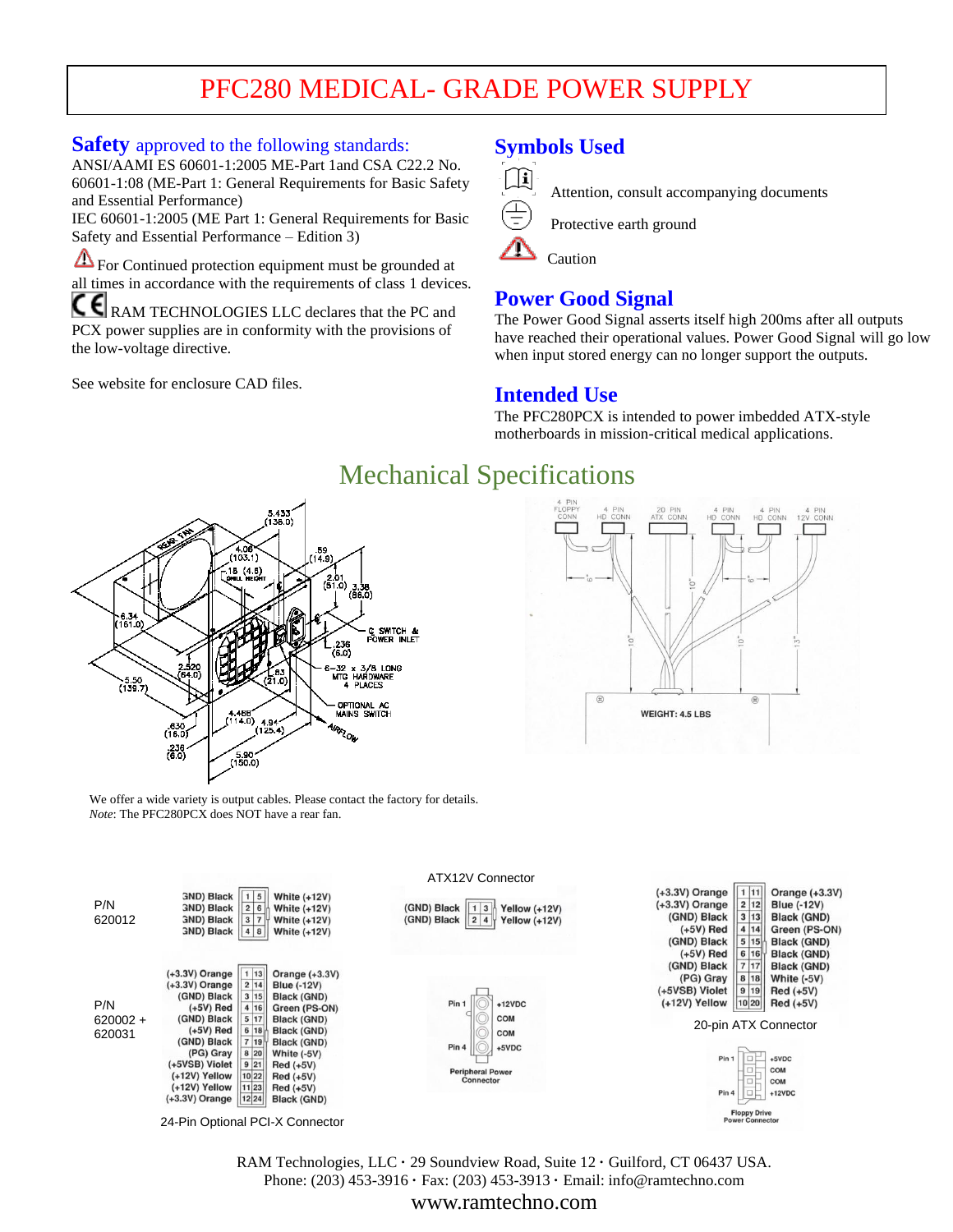# PFC280 MEDICAL- GRADE POWER SUPPLY

## Safety approved to the following standards:

ANSI/AAMI ES 60601-1:2005 ME-Part 1and CSA C22.2 No. 60601-1:08 (ME-Part 1: General Requirements for Basic Safety and Essential Performance)
IEC 60601-1:2005 (ME Part 1: General Requirements for Basic Safety and Essential Performance – Edition 3)

For Continued protection equipment must be grounded at all times in accordance with the requirements of class 1 devices.

CE RAM TECHNOLOGIES LLC declares that the PC and PCX power supplies are in conformity with the provisions of the low-voltage directive.

See website for enclosure CAD files.

## Symbols Used

Attention, consult accompanying documents

Protective earth ground

Caution

## Power Good Signal

The Power Good Signal asserts itself high 200ms after all outputs have reached their operational values. Power Good Signal will go low when input stored energy can no longer support the outputs.

## Intended Use

The PFC280PCX is intended to power imbedded ATX-style motherboards in mission-critical medical applications.

## Mechanical Specifications

REAR FAN
5.433 (138.0)
4.06 (103.1)
.59 (14.9)
.18 (4.6) DRILL HEIGHT
2.01 (51.0)
3.38 (86.0)
6.34 (161.0)
℄ SWITCH & POWER INLET
.236 (6.0)
2.520 (64.0)
5.50 (139.7)
.83 (21.0)
6-32 x 3/8 LONG MTG HARDWARE 4 PLACES
OPTIONAL AC MAINS SWITCH
4.488 (114.0)
4.94 (125.4)
.630 (16.0)
.236 (6.0)
5.90 (150.0)
AIRFLOW

4 PIN FLOPPY CONN
4 PIN HD CONN
20 PIN ATX CONN
4 PIN HD CONN
4 PIN HD CONN
4 PIN 12V CONN
6"
10"
10"
6"
10"
13"
WEIGHT: 4.5 LBS

We offer a wide variety is output cables. Please contact the factory for details.
*Note*: The PFC280PCX does NOT have a rear fan.

**P/N 620012**

| | | | |
|---|---|---|---|
| (GND) Black | 1 | 5 | White (+12V) |
| (GND) Black | 2 | 6 | White (+12V) |
| (GND) Black | 3 | 7 | White (+12V) |
| (GND) Black | 4 | 8 | White (+12V) |

**P/N 620002 + 620031**

| | | | |
|---|---|---|---|
| (+3.3V) Orange | 1 | 13 | Orange (+3.3V) |
| (+3.3V) Orange | 2 | 14 | Blue (-12V) |
| (GND) Black | 3 | 15 | Black (GND) |
| (+5V) Red | 4 | 16 | Green (PS-ON) |
| (GND) Black | 5 | 17 | Black (GND) |
| (+5V) Red | 6 | 18 | Black (GND) |
| (GND) Black | 7 | 19 | Black (GND) |
| (PG) Gray | 8 | 20 | White (-5V) |
| (+5VSB) Violet | 9 | 21 | Red (+5V) |
| (+12V) Yellow | 10 | 22 | Red (+5V) |
| (+12V) Yellow | 11 | 23 | Red (+5V) |
| (+3.3V) Orange | 12 | 24 | Black (GND) |

24-Pin Optional PCI-X Connector

ATX12V Connector

| | | | |
|---|---|---|---|
| (GND) Black | 1 | 3 | Yellow (+12V) |
| (GND) Black | 2 | 4 | Yellow (+12V) |

Peripheral Power Connector

| | |
|---|---|
| Pin 1 | +12VDC |
| | COM |
| | COM |
| Pin 4 | +5VDC |

| | | | |
|---|---|---|---|
| (+3.3V) Orange | 1 | 11 | Orange (+3.3V) |
| (+3.3V) Orange | 2 | 12 | Blue (-12V) |
| (GND) Black | 3 | 13 | Black (GND) |
| (+5V) Red | 4 | 14 | Green (PS-ON) |
| (GND) Black | 5 | 15 | Black (GND) |
| (+5V) Red | 6 | 16 | Black (GND) |
| (GND) Black | 7 | 17 | Black (GND) |
| (PG) Gray | 8 | 18 | White (-5V) |
| (+5VSB) Violet | 9 | 19 | Red (+5V) |
| (+12V) Yellow | 10 | 20 | Red (+5V) |

20-pin ATX Connector

Floppy Drive Power Connector

| | |
|---|---|
| Pin 1 | +5VDC |
| | COM |
| | COM |
| Pin 4 | +12VDC |

RAM Technologies, LLC · 29 Soundview Road, Suite 12 · Guilford, CT 06437 USA.
Phone: (203) 453-3916 · Fax: (203) 453-3913 · Email: info@ramtechno.com
www.ramtechno.com